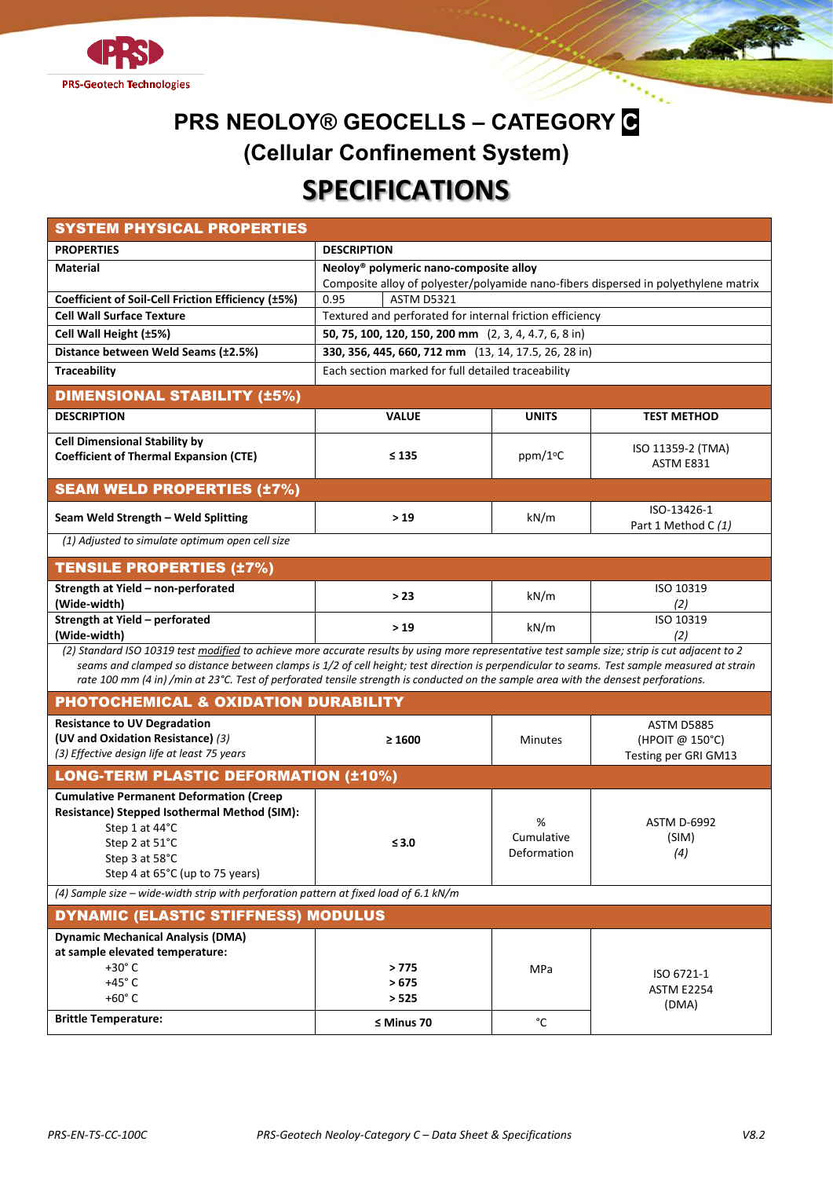PRS-Geotech Technologies

# PRS NEOLOY® GEOCELLS – CATEGORY C

## (Cellular Confinement System)

# SPECIFICATIONS

| SYSTEM PHYSICAL PROPERTIES | | |
|---|---|---|
| **PROPERTIES** | **DESCRIPTION** | |
| **Material** | **Neoloy® polymeric nano-composite alloy** Composite alloy of polyester/polyamide nano-fibers dispersed in polyethylene matrix | |
| **Coefficient of Soil-Cell Friction Efficiency (±5%)** | 0.95 | ASTM D5321 |
| **Cell Wall Surface Texture** | Textured and perforated for internal friction efficiency | |
| **Cell Wall Height (±5%)** | **50, 75, 100, 120, 150, 200 mm** (2, 3, 4, 4.7, 6, 8 in) | |
| **Distance between Weld Seams (±2.5%)** | **330, 356, 445, 660, 712 mm** (13, 14, 17.5, 26, 28 in) | |
| **Traceability** | Each section marked for full detailed traceability | |

| DIMENSIONAL STABILITY (±5%) | | | |
|---|---|---|---|
| **DESCRIPTION** | **VALUE** | **UNITS** | **TEST METHOD** |
| **Cell Dimensional Stability by Coefficient of Thermal Expansion (CTE)** | ≤ 135 | ppm/1°C | ISO 11359-2 (TMA) ASTM E831 |
| **SEAM WELD PROPERTIES (±7%)** | | | |
| **Seam Weld Strength – Weld Splitting** | **> 19** | kN/m | ISO-13426-1 Part 1 Method C *(1)* |
| *(1) Adjusted to simulate optimum open cell size* | | | |
| **TENSILE PROPERTIES (±7%)** | | | |
| **Strength at Yield – non-perforated (Wide-width)** | **> 23** | kN/m | ISO 10319 *(2)* |
| **Strength at Yield – perforated (Wide-width)** | **> 19** | kN/m | ISO 10319 *(2)* |
| *(2) Standard ISO 10319 test modified to achieve more accurate results by using more representative test sample size; strip is cut adjacent to 2 seams and clamped so distance between clamps is 1/2 of cell height; test direction is perpendicular to seams. Test sample measured at strain rate 100 mm (4 in) /min at 23°C. Test of perforated tensile strength is conducted on the sample area with the densest perforations.* | | | |
| **PHOTOCHEMICAL & OXIDATION DURABILITY** | | | |
| **Resistance to UV Degradation (UV and Oxidation Resistance)** *(3)* *(3) Effective design life at least 75 years* | **≥ 1600** | Minutes | ASTM D5885 (HPOIT @ 150°C) Testing per GRI GM13 |
| **LONG-TERM PLASTIC DEFORMATION (±10%)** | | | |
| **Cumulative Permanent Deformation (Creep Resistance) Stepped Isothermal Method (SIM):** Step 1 at 44°C; Step 2 at 51°C; Step 3 at 58°C; Step 4 at 65°C (up to 75 years) | **≤ 3.0** | % Cumulative Deformation | ASTM D-6992 (SIM) *(4)* |
| *(4) Sample size – wide-width strip with perforation pattern at fixed load of 6.1 kN/m* | | | |
| **DYNAMIC (ELASTIC STIFFNESS) MODULUS** | | | |
| **Dynamic Mechanical Analysis (DMA) at sample elevated temperature:** +30° C; +45° C; +60° C | **> 775**; **> 675**; **> 525** | MPa | ISO 6721-1 ASTM E2254 (DMA) |
| **Brittle Temperature:** | **≤ Minus 70** | °C | |

PRS-EN-TS-CC-100C PRS-Geotech Neoloy-Category C – Data Sheet & Specifications V8.2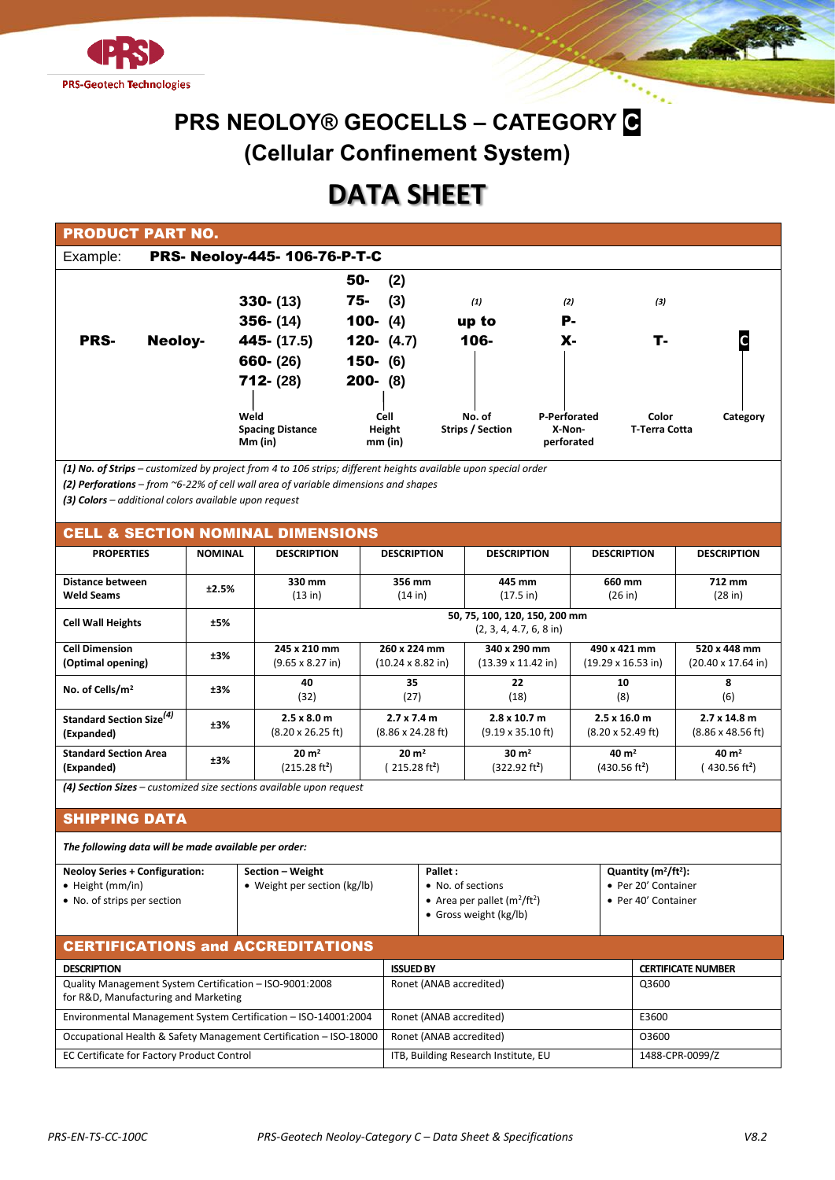# PRS NEOLOY® GEOCELLS – CATEGORY C

## (Cellular Confinement System)

# DATA SHEET

## PRODUCT PART NO.

Example: **PRS- Neoloy-445- 106-76-P-T-C**

| | | | | | | | |
|---|---|---|---|---|---|---|---|
| **PRS-** | **Neoloy-** | **330- (13)**<br>**356- (14)**<br>**445- (17.5)**<br>**660- (26)**<br>**712- (28)** | **50- (2)**<br>**75- (3)**<br>**100- (4)**<br>**120- (4.7)**<br>**150- (6)**<br>**200- (8)** | *(1)*<br>**up to**<br>**106-** | *(2)*<br>**P-**<br>**X-** | *(3)*<br>**T-** | **C** |
| | | **Weld Spacing Distance Mm (in)** | **Cell Height mm (in)** | **No. of Strips / Section** | **P-Perforated X-Non-perforated** | **Color T-Terra Cotta** | **Category** |

***(1) No. of Strips*** *– customized by project from 4 to 106 strips; different heights available upon special order*
***(2) Perforations*** *– from ~6-22% of cell wall area of variable dimensions and shapes*
***(3) Colors*** *– additional colors available upon request*

## CELL & SECTION NOMINAL DIMENSIONS

| PROPERTIES | NOMINAL | DESCRIPTION | DESCRIPTION | DESCRIPTION | DESCRIPTION | DESCRIPTION |
|---|---|---|---|---|---|---|
| **Distance between Weld Seams** | **±2.5%** | **330 mm** (13 in) | **356 mm** (14 in) | **445 mm** (17.5 in) | **660 mm** (26 in) | **712 mm** (28 in) |
| **Cell Wall Heights** | **±5%** | **50, 75, 100, 120, 150, 200 mm** (2, 3, 4, 4.7, 6, 8 in) | | | | |
| **Cell Dimension (Optimal opening)** | **±3%** | **245 x 210 mm** (9.65 x 8.27 in) | **260 x 224 mm** (10.24 x 8.82 in) | **340 x 290 mm** (13.39 x 11.42 in) | **490 x 421 mm** (19.29 x 16.53 in) | **520 x 448 mm** (20.40 x 17.64 in) |
| **No. of Cells/m²** | **±3%** | **40** (32) | **35** (27) | **22** (18) | **10** (8) | **8** (6) |
| **Standard Section Size[(4)] (Expanded)** | **±3%** | **2.5 x 8.0 m** (8.20 x 26.25 ft) | **2.7 x 7.4 m** (8.86 x 24.28 ft) | **2.8 x 10.7 m** (9.19 x 35.10 ft) | **2.5 x 16.0 m** (8.20 x 52.49 ft) | **2.7 x 14.8 m** (8.86 x 48.56 ft) |
| **Standard Section Area (Expanded)** | **±3%** | **20 m²** (215.28 ft²) | **20 m²** ( 215.28 ft²) | **30 m²** (322.92 ft²) | **40 m²** (430.56 ft²) | **40 m²** ( 430.56 ft²) |

***(4) Section Sizes*** *– customized size sections available upon request*

## SHIPPING DATA

***The following data will be made available per order:***

| **Neoloy Series + Configuration:** | **Section – Weight** | **Pallet :** | **Quantity (m²/ft²):** |
|---|---|---|---|
| • Height (mm/in)<br>• No. of strips per section | • Weight per section (kg/lb) | • No. of sections<br>• Area per pallet (m²/ft²)<br>• Gross weight (kg/lb) | • Per 20' Container<br>• Per 40' Container |

## CERTIFICATIONS and ACCREDITATIONS

| DESCRIPTION | ISSUED BY | CERTIFICATE NUMBER |
|---|---|---|
| Quality Management System Certification – ISO-9001:2008 for R&D, Manufacturing and Marketing | Ronet (ANAB accredited) | Q3600 |
| Environmental Management System Certification – ISO-14001:2004 | Ronet (ANAB accredited) | E3600 |
| Occupational Health & Safety Management Certification – ISO-18000 | Ronet (ANAB accredited) | O3600 |
| EC Certificate for Factory Product Control | ITB, Building Research Institute, EU | 1488-CPR-0099/Z |